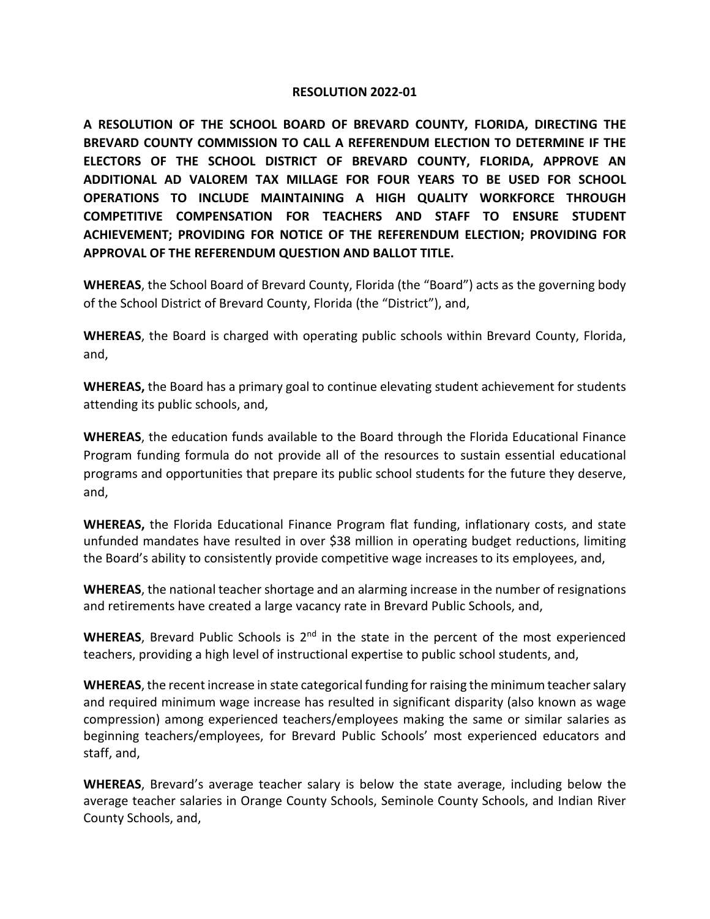# RESOLUTION 2022-01

**A RESOLUTION OF THE SCHOOL BOARD OF BREVARD COUNTY, FLORIDA, DIRECTING THE BREVARD COUNTY COMMISSION TO CALL A REFERENDUM ELECTION TO DETERMINE IF THE ELECTORS OF THE SCHOOL DISTRICT OF BREVARD COUNTY, FLORIDA, APPROVE AN ADDITIONAL AD VALOREM TAX MILLAGE FOR FOUR YEARS TO BE USED FOR SCHOOL OPERATIONS TO INCLUDE MAINTAINING A HIGH QUALITY WORKFORCE THROUGH COMPETITIVE COMPENSATION FOR TEACHERS AND STAFF TO ENSURE STUDENT ACHIEVEMENT; PROVIDING FOR NOTICE OF THE REFERENDUM ELECTION; PROVIDING FOR APPROVAL OF THE REFERENDUM QUESTION AND BALLOT TITLE.**

**WHEREAS**, the School Board of Brevard County, Florida (the "Board") acts as the governing body of the School District of Brevard County, Florida (the "District"), and,

**WHEREAS**, the Board is charged with operating public schools within Brevard County, Florida, and,

**WHEREAS,** the Board has a primary goal to continue elevating student achievement for students attending its public schools, and,

**WHEREAS**, the education funds available to the Board through the Florida Educational Finance Program funding formula do not provide all of the resources to sustain essential educational programs and opportunities that prepare its public school students for the future they deserve, and,

**WHEREAS,** the Florida Educational Finance Program flat funding, inflationary costs, and state unfunded mandates have resulted in over $38 million in operating budget reductions, limiting the Board's ability to consistently provide competitive wage increases to its employees, and,

**WHEREAS**, the national teacher shortage and an alarming increase in the number of resignations and retirements have created a large vacancy rate in Brevard Public Schools, and,

**WHEREAS**, Brevard Public Schools is 2nd in the state in the percent of the most experienced teachers, providing a high level of instructional expertise to public school students, and,

**WHEREAS**, the recent increase in state categorical funding for raising the minimum teacher salary and required minimum wage increase has resulted in significant disparity (also known as wage compression) among experienced teachers/employees making the same or similar salaries as beginning teachers/employees, for Brevard Public Schools' most experienced educators and staff, and,

**WHEREAS**, Brevard's average teacher salary is below the state average, including below the average teacher salaries in Orange County Schools, Seminole County Schools, and Indian River County Schools, and,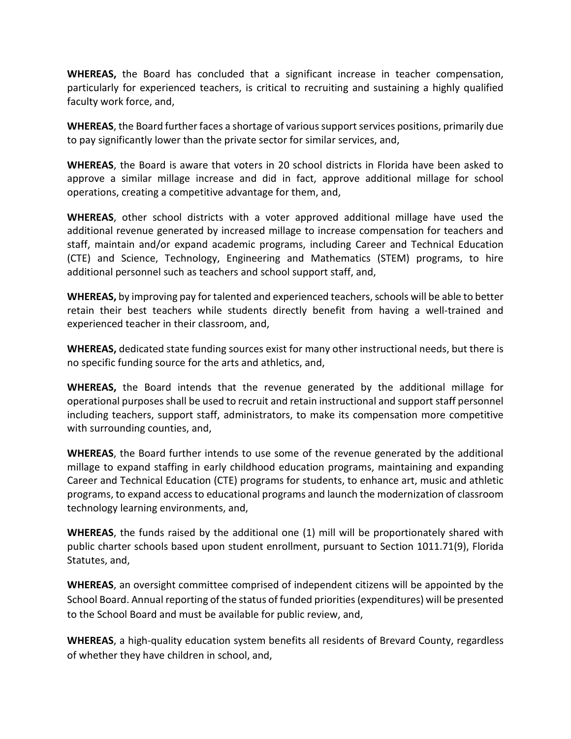**WHEREAS,** the Board has concluded that a significant increase in teacher compensation, particularly for experienced teachers, is critical to recruiting and sustaining a highly qualified faculty work force, and,

**WHEREAS**, the Board further faces a shortage of various support services positions, primarily due to pay significantly lower than the private sector for similar services, and,

**WHEREAS**, the Board is aware that voters in 20 school districts in Florida have been asked to approve a similar millage increase and did in fact, approve additional millage for school operations, creating a competitive advantage for them, and,

**WHEREAS**, other school districts with a voter approved additional millage have used the additional revenue generated by increased millage to increase compensation for teachers and staff, maintain and/or expand academic programs, including Career and Technical Education (CTE) and Science, Technology, Engineering and Mathematics (STEM) programs, to hire additional personnel such as teachers and school support staff, and,

**WHEREAS,** by improving pay for talented and experienced teachers, schools will be able to better retain their best teachers while students directly benefit from having a well-trained and experienced teacher in their classroom, and,

**WHEREAS,** dedicated state funding sources exist for many other instructional needs, but there is no specific funding source for the arts and athletics, and,

**WHEREAS,** the Board intends that the revenue generated by the additional millage for operational purposes shall be used to recruit and retain instructional and support staff personnel including teachers, support staff, administrators, to make its compensation more competitive with surrounding counties, and,

**WHEREAS**, the Board further intends to use some of the revenue generated by the additional millage to expand staffing in early childhood education programs, maintaining and expanding Career and Technical Education (CTE) programs for students, to enhance art, music and athletic programs, to expand access to educational programs and launch the modernization of classroom technology learning environments, and,

**WHEREAS**, the funds raised by the additional one (1) mill will be proportionately shared with public charter schools based upon student enrollment, pursuant to Section 1011.71(9), Florida Statutes, and,

**WHEREAS**, an oversight committee comprised of independent citizens will be appointed by the School Board. Annual reporting of the status of funded priorities (expenditures) will be presented to the School Board and must be available for public review, and,

**WHEREAS**, a high-quality education system benefits all residents of Brevard County, regardless of whether they have children in school, and,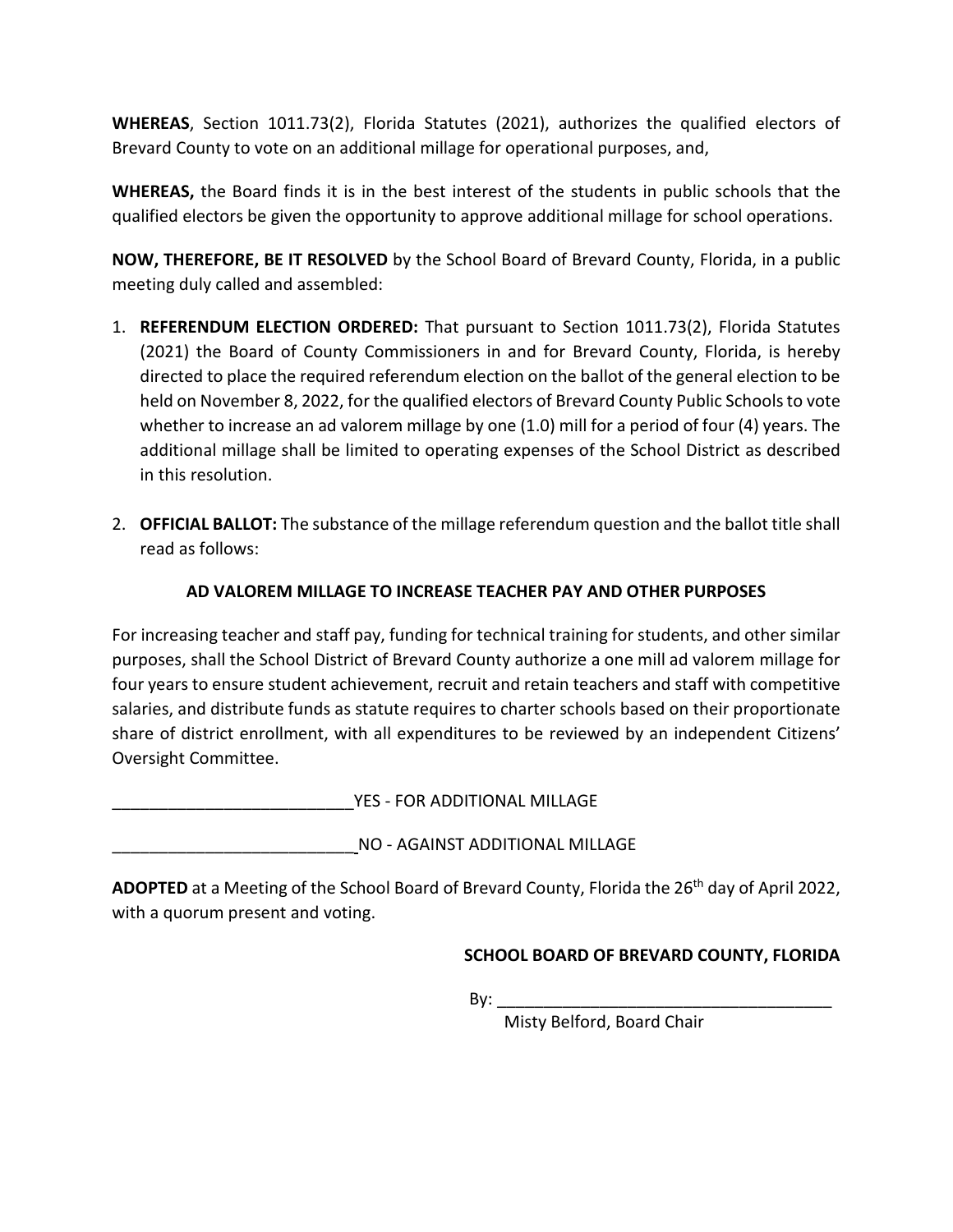**WHEREAS**, Section 1011.73(2), Florida Statutes (2021), authorizes the qualified electors of Brevard County to vote on an additional millage for operational purposes, and,

**WHEREAS,** the Board finds it is in the best interest of the students in public schools that the qualified electors be given the opportunity to approve additional millage for school operations.

**NOW, THEREFORE, BE IT RESOLVED** by the School Board of Brevard County, Florida, in a public meeting duly called and assembled:

1. **REFERENDUM ELECTION ORDERED:** That pursuant to Section 1011.73(2), Florida Statutes (2021) the Board of County Commissioners in and for Brevard County, Florida, is hereby directed to place the required referendum election on the ballot of the general election to be held on November 8, 2022, for the qualified electors of Brevard County Public Schools to vote whether to increase an ad valorem millage by one (1.0) mill for a period of four (4) years. The additional millage shall be limited to operating expenses of the School District as described in this resolution.

2. **OFFICIAL BALLOT:** The substance of the millage referendum question and the ballot title shall read as follows:

**AD VALOREM MILLAGE TO INCREASE TEACHER PAY AND OTHER PURPOSES**

For increasing teacher and staff pay, funding for technical training for students, and other similar purposes, shall the School District of Brevard County authorize a one mill ad valorem millage for four years to ensure student achievement, recruit and retain teachers and staff with competitive salaries, and distribute funds as statute requires to charter schools based on their proportionate share of district enrollment, with all expenditures to be reviewed by an independent Citizens' Oversight Committee.

__________________________ YES - FOR ADDITIONAL MILLAGE

__________________________ NO - AGAINST ADDITIONAL MILLAGE

**ADOPTED** at a Meeting of the School Board of Brevard County, Florida the 26th day of April 2022, with a quorum present and voting.

**SCHOOL BOARD OF BREVARD COUNTY, FLORIDA**

By: _____________________________________

Misty Belford, Board Chair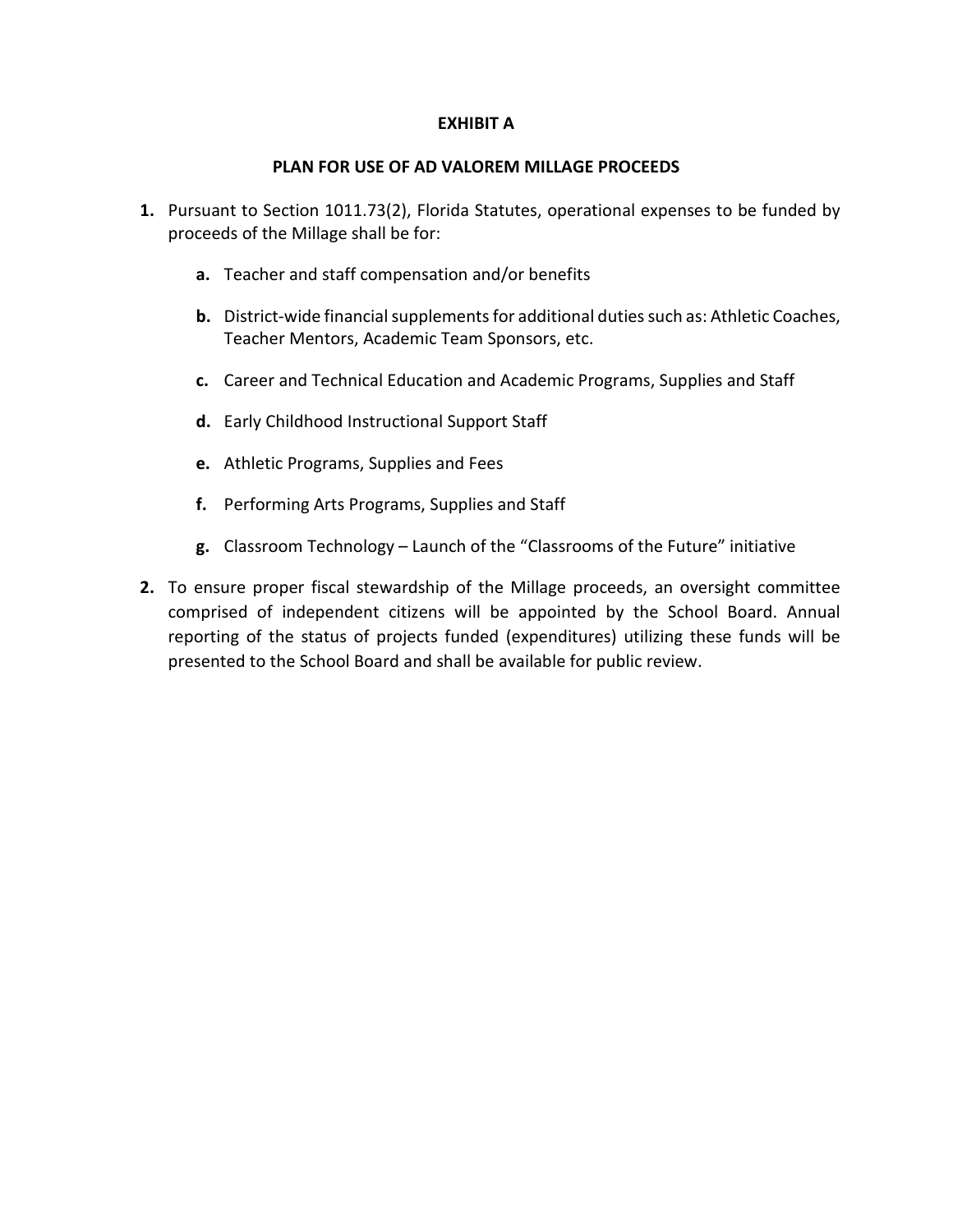# EXHIBIT A

## PLAN FOR USE OF AD VALOREM MILLAGE PROCEEDS

1. Pursuant to Section 1011.73(2), Florida Statutes, operational expenses to be funded by proceeds of the Millage shall be for:

   a. Teacher and staff compensation and/or benefits

   b. District-wide financial supplements for additional duties such as: Athletic Coaches, Teacher Mentors, Academic Team Sponsors, etc.

   c. Career and Technical Education and Academic Programs, Supplies and Staff

   d. Early Childhood Instructional Support Staff

   e. Athletic Programs, Supplies and Fees

   f. Performing Arts Programs, Supplies and Staff

   g. Classroom Technology – Launch of the "Classrooms of the Future" initiative

2. To ensure proper fiscal stewardship of the Millage proceeds, an oversight committee comprised of independent citizens will be appointed by the School Board. Annual reporting of the status of projects funded (expenditures) utilizing these funds will be presented to the School Board and shall be available for public review.